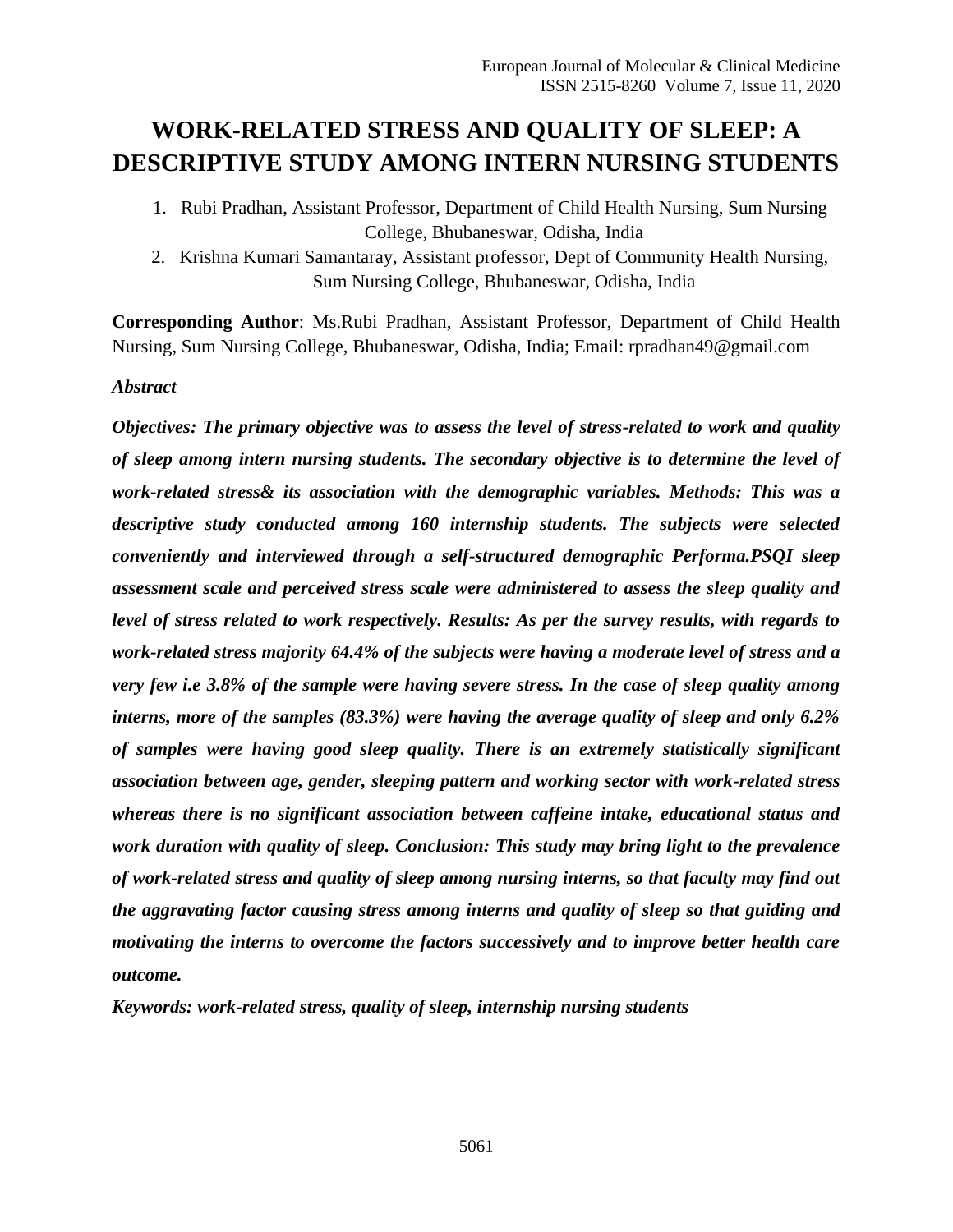# WORK-RELATED STRESS AND QUALITY OF SLEEP: A DESCRIPTIVE STUDY AMONG INTERN NURSING STUDENTS

1. Rubi Pradhan, Assistant Professor, Department of Child Health Nursing, Sum Nursing College, Bhubaneswar, Odisha, India
2. Krishna Kumari Samantaray, Assistant professor, Dept of Community Health Nursing, Sum Nursing College, Bhubaneswar, Odisha, India

**Corresponding Author**: Ms.Rubi Pradhan, Assistant Professor, Department of Child Health Nursing, Sum Nursing College, Bhubaneswar, Odisha, India; Email: rpradhan49@gmail.com

***Abstract***

***Objectives: The primary objective was to assess the level of stress-related to work and quality of sleep among intern nursing students. The secondary objective is to determine the level of work-related stress& its association with the demographic variables. Methods: This was a descriptive study conducted among 160 internship students. The subjects were selected conveniently and interviewed through a self-structured demographic Performa.PSQI sleep assessment scale and perceived stress scale were administered to assess the sleep quality and level of stress related to work respectively. Results: As per the survey results, with regards to work-related stress majority 64.4% of the subjects were having a moderate level of stress and a very few i.e 3.8% of the sample were having severe stress. In the case of sleep quality among interns, more of the samples (83.3%) were having the average quality of sleep and only 6.2% of samples were having good sleep quality. There is an extremely statistically significant association between age, gender, sleeping pattern and working sector with work-related stress whereas there is no significant association between caffeine intake, educational status and work duration with quality of sleep. Conclusion: This study may bring light to the prevalence of work-related stress and quality of sleep among nursing interns, so that faculty may find out the aggravating factor causing stress among interns and quality of sleep so that guiding and motivating the interns to overcome the factors successively and to improve better health care outcome.***

***Keywords: work-related stress, quality of sleep, internship nursing students***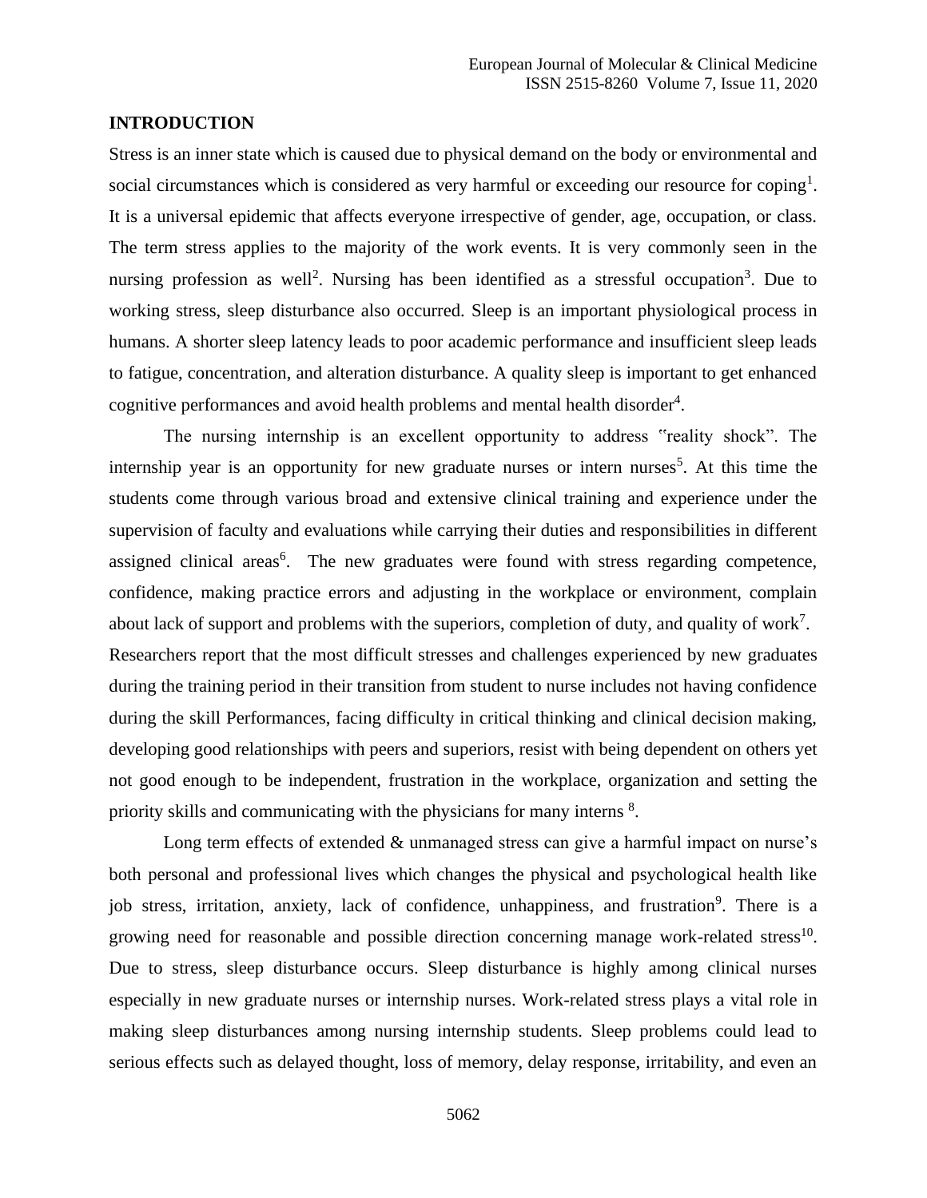## INTRODUCTION

Stress is an inner state which is caused due to physical demand on the body or environmental and social circumstances which is considered as very harmful or exceeding our resource for coping[1]. It is a universal epidemic that affects everyone irrespective of gender, age, occupation, or class. The term stress applies to the majority of the work events. It is very commonly seen in the nursing profession as well[2]. Nursing has been identified as a stressful occupation[3]. Due to working stress, sleep disturbance also occurred. Sleep is an important physiological process in humans. A shorter sleep latency leads to poor academic performance and insufficient sleep leads to fatigue, concentration, and alteration disturbance. A quality sleep is important to get enhanced cognitive performances and avoid health problems and mental health disorder[4].

The nursing internship is an excellent opportunity to address "reality shock". The internship year is an opportunity for new graduate nurses or intern nurses[5]. At this time the students come through various broad and extensive clinical training and experience under the supervision of faculty and evaluations while carrying their duties and responsibilities in different assigned clinical areas[6]. The new graduates were found with stress regarding competence, confidence, making practice errors and adjusting in the workplace or environment, complain about lack of support and problems with the superiors, completion of duty, and quality of work[7]. Researchers report that the most difficult stresses and challenges experienced by new graduates during the training period in their transition from student to nurse includes not having confidence during the skill Performances, facing difficulty in critical thinking and clinical decision making, developing good relationships with peers and superiors, resist with being dependent on others yet not good enough to be independent, frustration in the workplace, organization and setting the priority skills and communicating with the physicians for many interns [8].

Long term effects of extended & unmanaged stress can give a harmful impact on nurse's both personal and professional lives which changes the physical and psychological health like job stress, irritation, anxiety, lack of confidence, unhappiness, and frustration[9]. There is a growing need for reasonable and possible direction concerning manage work-related stress[10]. Due to stress, sleep disturbance occurs. Sleep disturbance is highly among clinical nurses especially in new graduate nurses or internship nurses. Work-related stress plays a vital role in making sleep disturbances among nursing internship students. Sleep problems could lead to serious effects such as delayed thought, loss of memory, delay response, irritability, and even an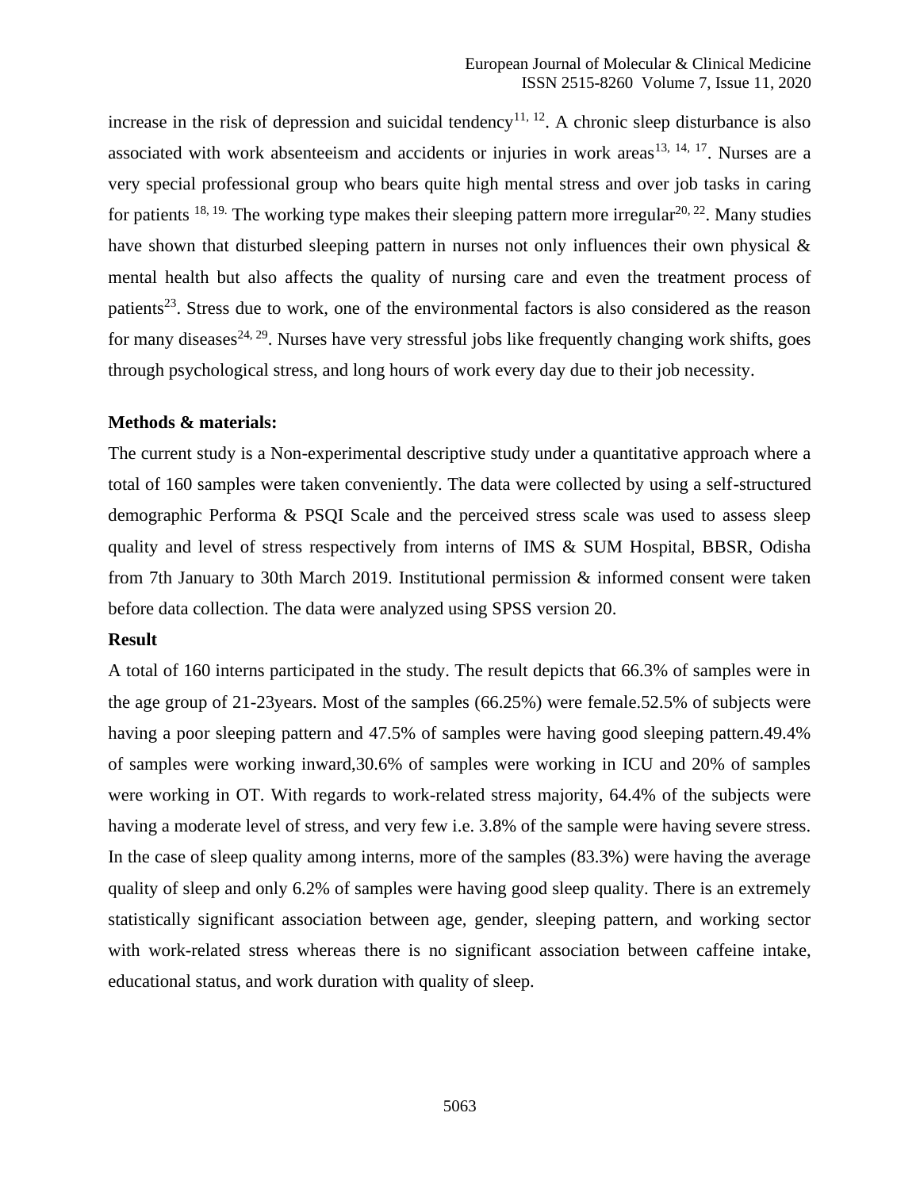increase in the risk of depression and suicidal tendency[11, 12]. A chronic sleep disturbance is also associated with work absenteeism and accidents or injuries in work areas[13, 14, 17]. Nurses are a very special professional group who bears quite high mental stress and over job tasks in caring for patients [18, 19.] The working type makes their sleeping pattern more irregular[20, 22]. Many studies have shown that disturbed sleeping pattern in nurses not only influences their own physical & mental health but also affects the quality of nursing care and even the treatment process of patients[23]. Stress due to work, one of the environmental factors is also considered as the reason for many diseases[24, 29]. Nurses have very stressful jobs like frequently changing work shifts, goes through psychological stress, and long hours of work every day due to their job necessity.

**Methods & materials:**

The current study is a Non-experimental descriptive study under a quantitative approach where a total of 160 samples were taken conveniently. The data were collected by using a self-structured demographic Performa & PSQI Scale and the perceived stress scale was used to assess sleep quality and level of stress respectively from interns of IMS & SUM Hospital, BBSR, Odisha from 7th January to 30th March 2019. Institutional permission & informed consent were taken before data collection. The data were analyzed using SPSS version 20.

**Result**

A total of 160 interns participated in the study. The result depicts that 66.3% of samples were in the age group of 21-23years. Most of the samples (66.25%) were female.52.5% of subjects were having a poor sleeping pattern and 47.5% of samples were having good sleeping pattern.49.4% of samples were working inward,30.6% of samples were working in ICU and 20% of samples were working in OT. With regards to work-related stress majority, 64.4% of the subjects were having a moderate level of stress, and very few i.e. 3.8% of the sample were having severe stress. In the case of sleep quality among interns, more of the samples (83.3%) were having the average quality of sleep and only 6.2% of samples were having good sleep quality. There is an extremely statistically significant association between age, gender, sleeping pattern, and working sector with work-related stress whereas there is no significant association between caffeine intake, educational status, and work duration with quality of sleep.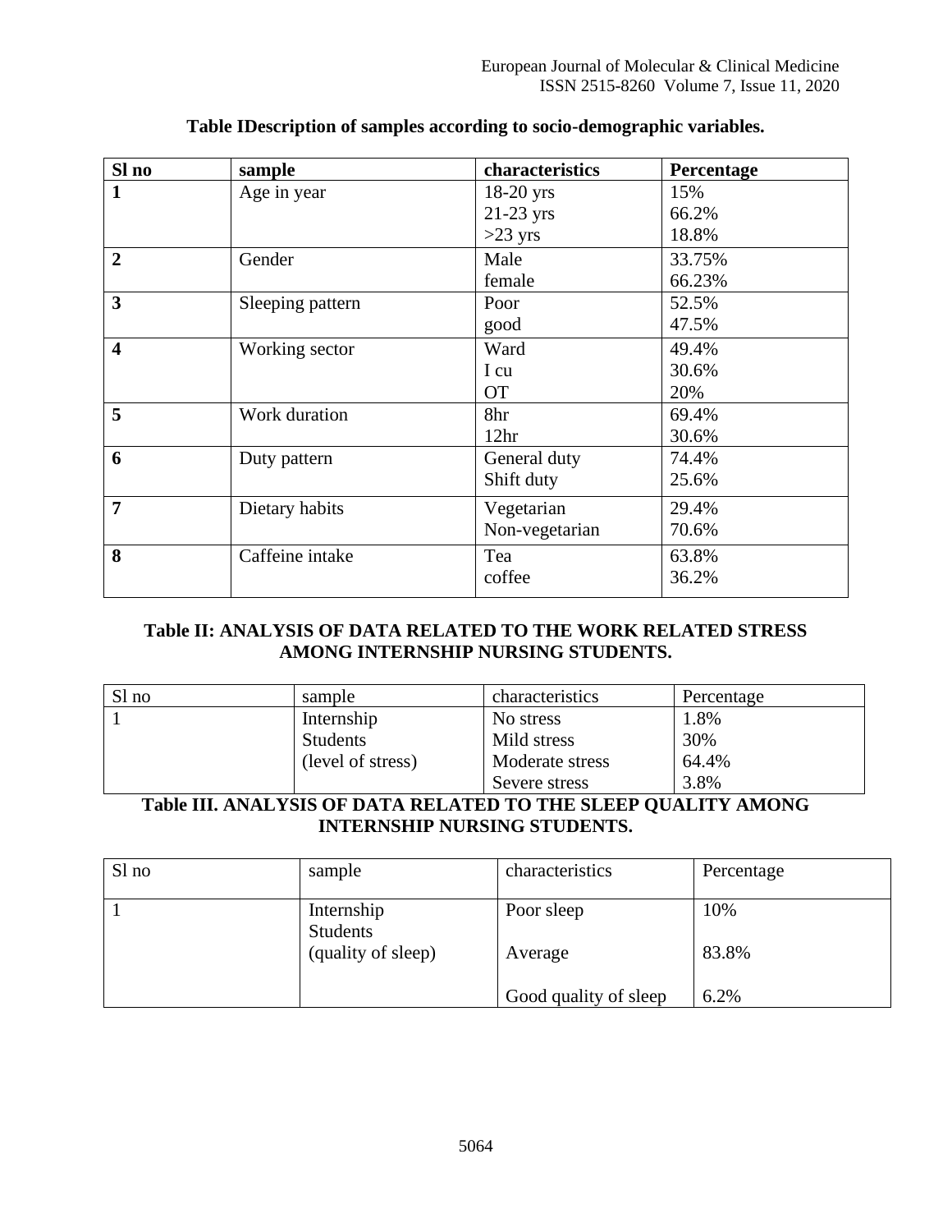**Table IDescription of samples according to socio-demographic variables.**

| Sl no | sample | characteristics | Percentage |
|---|---|---|---|
| 1 | Age in year | 18-20 yrs<br>21-23 yrs<br>>23 yrs | 15%<br>66.2%<br>18.8% |
| 2 | Gender | Male<br>female | 33.75%<br>66.23% |
| 3 | Sleeping pattern | Poor<br>good | 52.5%<br>47.5% |
| 4 | Working sector | Ward<br>I cu<br>OT | 49.4%<br>30.6%<br>20% |
| 5 | Work duration | 8hr<br>12hr | 69.4%<br>30.6% |
| 6 | Duty pattern | General duty<br>Shift duty | 74.4%<br>25.6% |
| 7 | Dietary habits | Vegetarian<br>Non-vegetarian | 29.4%<br>70.6% |
| 8 | Caffeine intake | Tea<br>coffee | 63.8%<br>36.2% |

**Table II: ANALYSIS OF DATA RELATED TO THE WORK RELATED STRESS AMONG INTERNSHIP NURSING STUDENTS.**

| Sl no | sample | characteristics | Percentage |
|---|---|---|---|
| 1 | Internship<br>Students<br>(level of stress) | No stress<br>Mild stress<br>Moderate stress<br>Severe stress | 1.8%<br>30%<br>64.4%<br>3.8% |

**Table III. ANALYSIS OF DATA RELATED TO THE SLEEP QUALITY AMONG INTERNSHIP NURSING STUDENTS.**

| Sl no | sample | characteristics | Percentage |
|---|---|---|---|
| 1 | Internship<br>Students<br>(quality of sleep) | Poor sleep<br>Average<br>Good quality of sleep | 10%<br>83.8%<br>6.2% |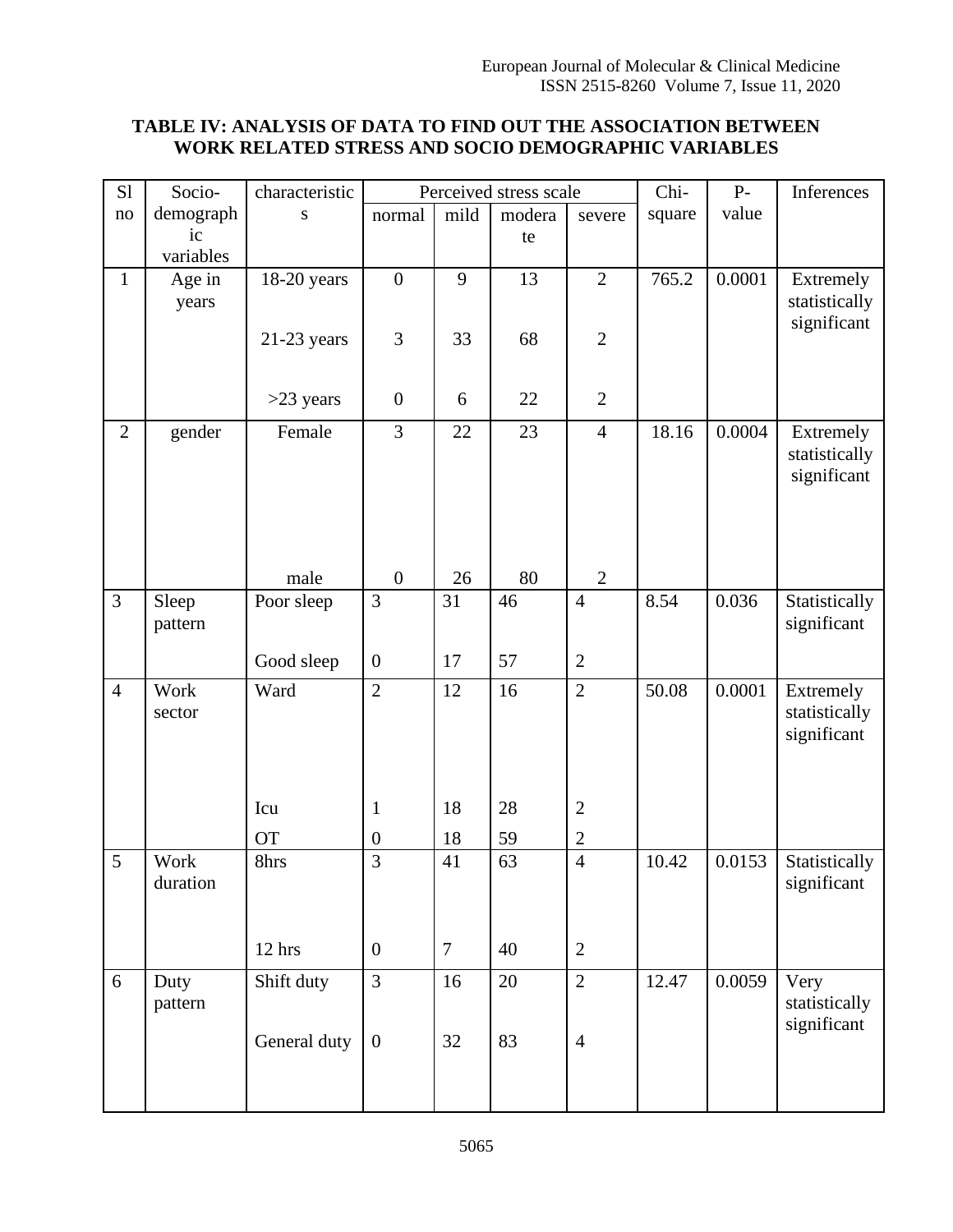**TABLE IV: ANALYSIS OF DATA TO FIND OUT THE ASSOCIATION BETWEEN WORK RELATED STRESS AND SOCIO DEMOGRAPHIC VARIABLES**

| Sl no | Socio-demographic variables | characteristics | Perceived stress scale | | | | Chi-square | P-value | Inferences |
|---|---|---|---|---|---|---|---|---|---|
| | | | normal | mild | moderate | severe | | | |
| 1 | Age in years | 18-20 years | 0 | 9 | 13 | 2 | 765.2 | 0.0001 | Extremely statistically significant |
| | | 21-23 years | 3 | 33 | 68 | 2 | | | |
| | | >23 years | 0 | 6 | 22 | 2 | | | |
| 2 | gender | Female | 3 | 22 | 23 | 4 | 18.16 | 0.0004 | Extremely statistically significant |
| | | male | 0 | 26 | 80 | 2 | | | |
| 3 | Sleep pattern | Poor sleep | 3 | 31 | 46 | 4 | 8.54 | 0.036 | Statistically significant |
| | | Good sleep | 0 | 17 | 57 | 2 | | | |
| 4 | Work sector | Ward | 2 | 12 | 16 | 2 | 50.08 | 0.0001 | Extremely statistically significant |
| | | Icu | 1 | 18 | 28 | 2 | | | |
| | | OT | 0 | 18 | 59 | 2 | | | |
| 5 | Work duration | 8hrs | 3 | 41 | 63 | 4 | 10.42 | 0.0153 | Statistically significant |
| | | 12 hrs | 0 | 7 | 40 | 2 | | | |
| 6 | Duty pattern | Shift duty | 3 | 16 | 20 | 2 | 12.47 | 0.0059 | Very statistically significant |
| | | General duty | 0 | 32 | 83 | 4 | | | |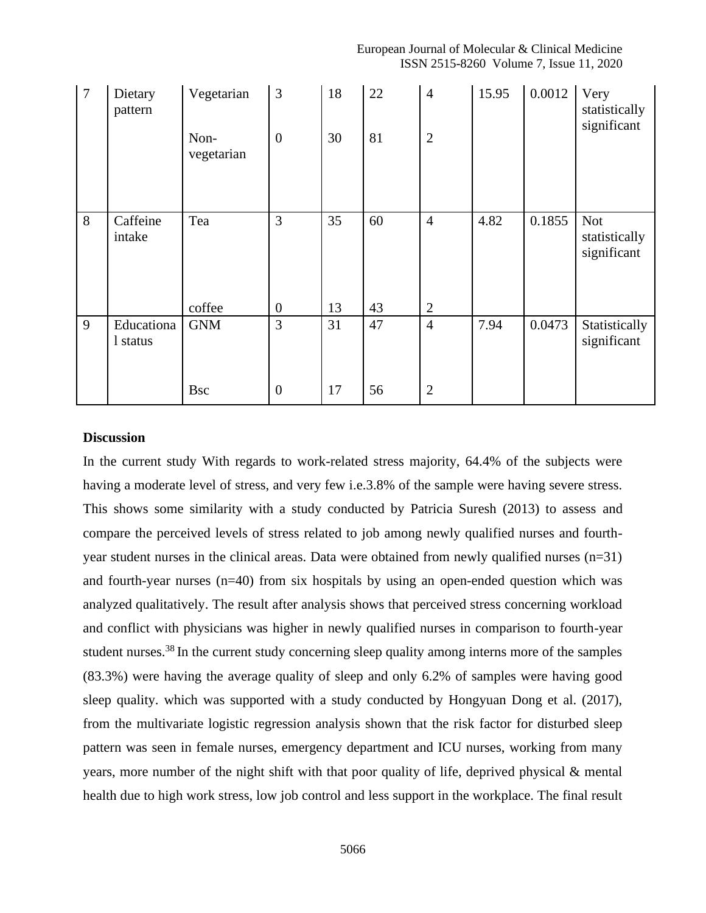| 7 | Dietary pattern | Vegetarian | 3 | 18 | 22 | 4 | 15.95 | 0.0012 | Very statistically significant |
|---|---|---|---|---|---|---|---|---|---|
| | | Non-vegetarian | 0 | 30 | 81 | 2 | | | |
| 8 | Caffeine intake | Tea | 3 | 35 | 60 | 4 | 4.82 | 0.1855 | Not statistically significant |
| | | coffee | 0 | 13 | 43 | 2 | | | |
| 9 | Educational status | GNM | 3 | 31 | 47 | 4 | 7.94 | 0.0473 | Statistically significant |
| | | Bsc | 0 | 17 | 56 | 2 | | | |

**Discussion**

In the current study With regards to work-related stress majority, 64.4% of the subjects were having a moderate level of stress, and very few i.e.3.8% of the sample were having severe stress. This shows some similarity with a study conducted by Patricia Suresh (2013) to assess and compare the perceived levels of stress related to job among newly qualified nurses and fourth-year student nurses in the clinical areas. Data were obtained from newly qualified nurses (n=31) and fourth-year nurses (n=40) from six hospitals by using an open-ended question which was analyzed qualitatively. The result after analysis shows that perceived stress concerning workload and conflict with physicians was higher in newly qualified nurses in comparison to fourth-year student nurses.[38] In the current study concerning sleep quality among interns more of the samples (83.3%) were having the average quality of sleep and only 6.2% of samples were having good sleep quality. which was supported with a study conducted by Hongyuan Dong et al. (2017), from the multivariate logistic regression analysis shown that the risk factor for disturbed sleep pattern was seen in female nurses, emergency department and ICU nurses, working from many years, more number of the night shift with that poor quality of life, deprived physical & mental health due to high work stress, low job control and less support in the workplace. The final result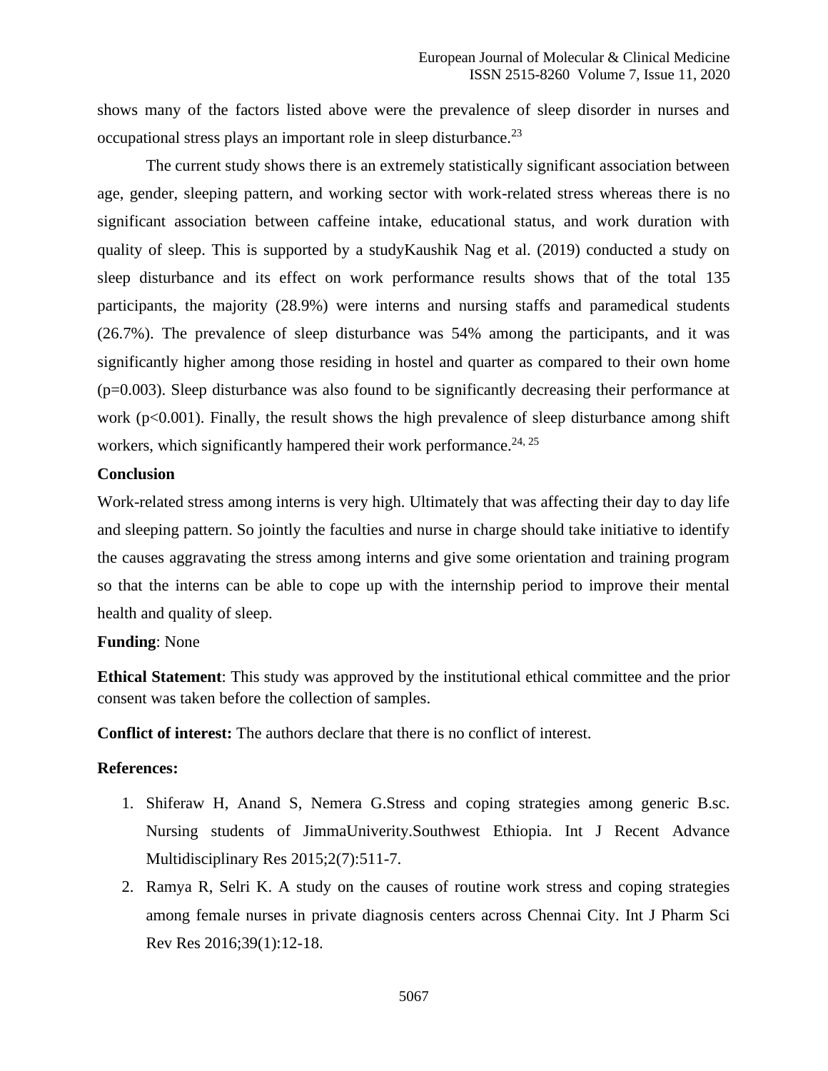shows many of the factors listed above were the prevalence of sleep disorder in nurses and occupational stress plays an important role in sleep disturbance.[23]

The current study shows there is an extremely statistically significant association between age, gender, sleeping pattern, and working sector with work-related stress whereas there is no significant association between caffeine intake, educational status, and work duration with quality of sleep. This is supported by a studyKaushik Nag et al. (2019) conducted a study on sleep disturbance and its effect on work performance results shows that of the total 135 participants, the majority (28.9%) were interns and nursing staffs and paramedical students (26.7%). The prevalence of sleep disturbance was 54% among the participants, and it was significantly higher among those residing in hostel and quarter as compared to their own home ($p=0.003$). Sleep disturbance was also found to be significantly decreasing their performance at work ($p<0.001$). Finally, the result shows the high prevalence of sleep disturbance among shift workers, which significantly hampered their work performance.[24, 25]

**Conclusion**

Work-related stress among interns is very high. Ultimately that was affecting their day to day life and sleeping pattern. So jointly the faculties and nurse in charge should take initiative to identify the causes aggravating the stress among interns and give some orientation and training program so that the interns can be able to cope up with the internship period to improve their mental health and quality of sleep.

**Funding**: None

**Ethical Statement**: This study was approved by the institutional ethical committee and the prior consent was taken before the collection of samples.

**Conflict of interest:** The authors declare that there is no conflict of interest.

**References:**

1. Shiferaw H, Anand S, Nemera G.Stress and coping strategies among generic B.sc. Nursing students of JimmaUniverity.Southwest Ethiopia. Int J Recent Advance Multidisciplinary Res 2015;2(7):511-7.
2. Ramya R, Selri K. A study on the causes of routine work stress and coping strategies among female nurses in private diagnosis centers across Chennai City. Int J Pharm Sci Rev Res 2016;39(1):12-18.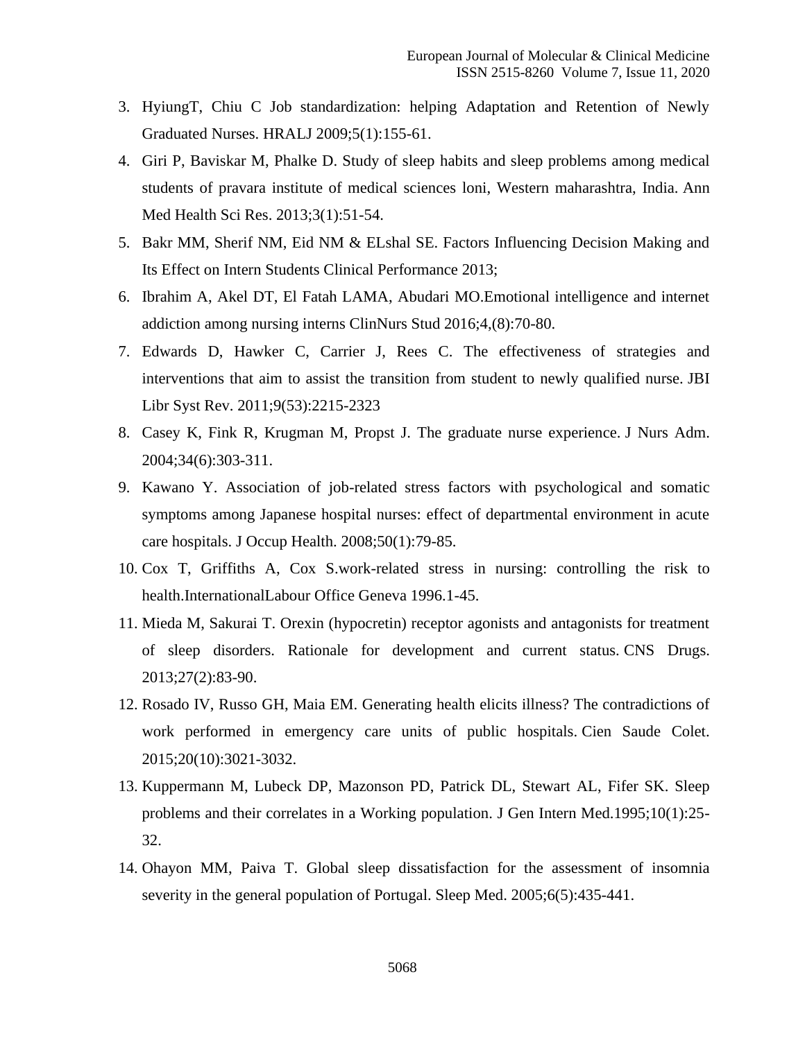3. HyiungT, Chiu C Job standardization: helping Adaptation and Retention of Newly Graduated Nurses. HRALJ 2009;5(1):155-61.
4. Giri P, Baviskar M, Phalke D. Study of sleep habits and sleep problems among medical students of pravara institute of medical sciences loni, Western maharashtra, India. Ann Med Health Sci Res. 2013;3(1):51-54.
5. Bakr MM, Sherif NM, Eid NM & ELshal SE. Factors Influencing Decision Making and Its Effect on Intern Students Clinical Performance 2013;
6. Ibrahim A, Akel DT, El Fatah LAMA, Abudari MO.Emotional intelligence and internet addiction among nursing interns ClinNurs Stud 2016;4,(8):70-80.
7. Edwards D, Hawker C, Carrier J, Rees C. The effectiveness of strategies and interventions that aim to assist the transition from student to newly qualified nurse. JBI Libr Syst Rev. 2011;9(53):2215-2323
8. Casey K, Fink R, Krugman M, Propst J. The graduate nurse experience. J Nurs Adm. 2004;34(6):303-311.
9. Kawano Y. Association of job-related stress factors with psychological and somatic symptoms among Japanese hospital nurses: effect of departmental environment in acute care hospitals. J Occup Health. 2008;50(1):79-85.
10. Cox T, Griffiths A, Cox S.work-related stress in nursing: controlling the risk to health.InternationalLabour Office Geneva 1996.1-45.
11. Mieda M, Sakurai T. Orexin (hypocretin) receptor agonists and antagonists for treatment of sleep disorders. Rationale for development and current status. CNS Drugs. 2013;27(2):83-90.
12. Rosado IV, Russo GH, Maia EM. Generating health elicits illness? The contradictions of work performed in emergency care units of public hospitals. Cien Saude Colet. 2015;20(10):3021-3032.
13. Kuppermann M, Lubeck DP, Mazonson PD, Patrick DL, Stewart AL, Fifer SK. Sleep problems and their correlates in a Working population. J Gen Intern Med.1995;10(1):25-32.
14. Ohayon MM, Paiva T. Global sleep dissatisfaction for the assessment of insomnia severity in the general population of Portugal. Sleep Med. 2005;6(5):435-441.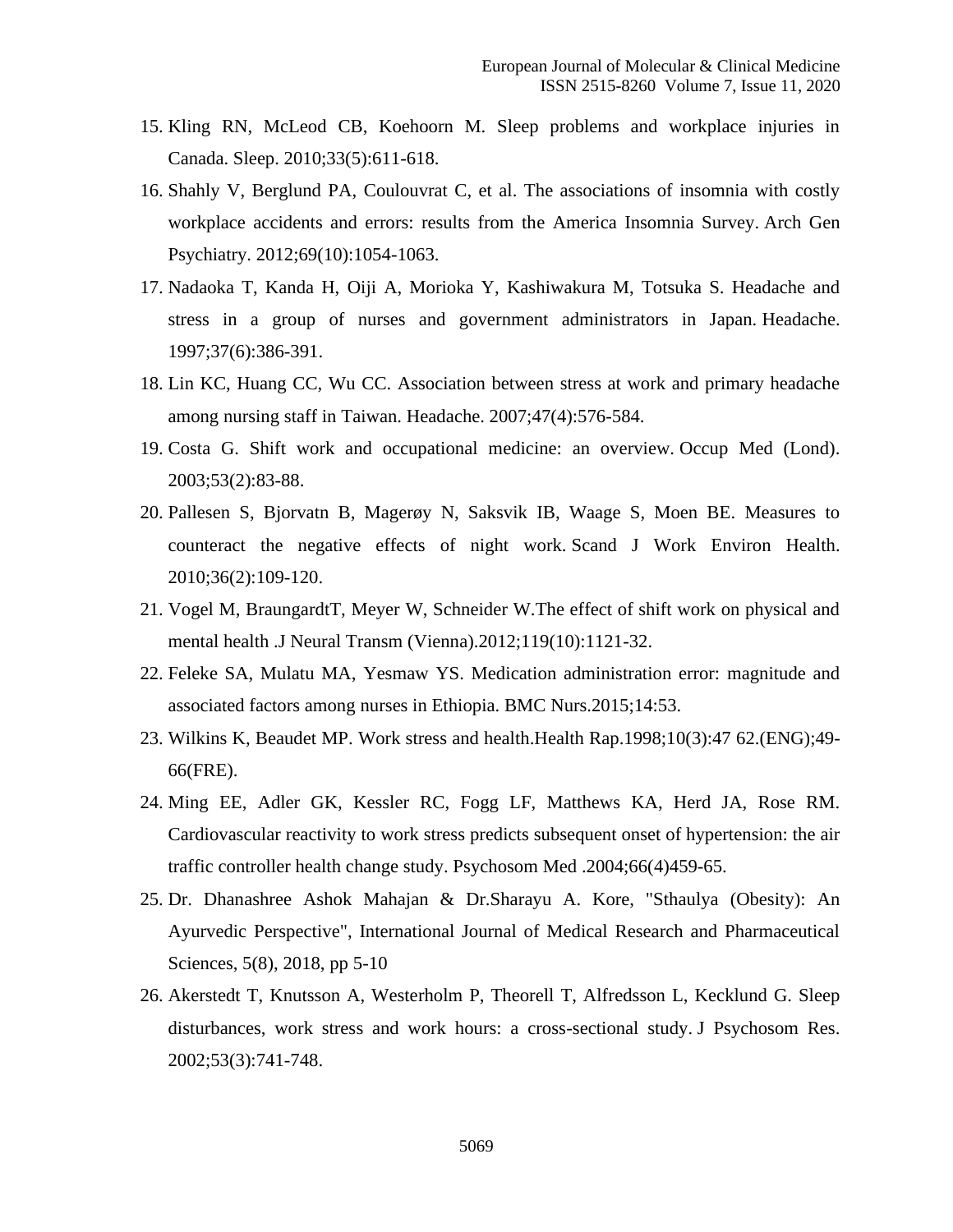15. Kling RN, McLeod CB, Koehoorn M. Sleep problems and workplace injuries in Canada. Sleep. 2010;33(5):611-618.
16. Shahly V, Berglund PA, Coulouvrat C, et al. The associations of insomnia with costly workplace accidents and errors: results from the America Insomnia Survey. Arch Gen Psychiatry. 2012;69(10):1054-1063.
17. Nadaoka T, Kanda H, Oiji A, Morioka Y, Kashiwakura M, Totsuka S. Headache and stress in a group of nurses and government administrators in Japan. Headache. 1997;37(6):386-391.
18. Lin KC, Huang CC, Wu CC. Association between stress at work and primary headache among nursing staff in Taiwan. Headache. 2007;47(4):576-584.
19. Costa G. Shift work and occupational medicine: an overview. Occup Med (Lond). 2003;53(2):83-88.
20. Pallesen S, Bjorvatn B, Magerøy N, Saksvik IB, Waage S, Moen BE. Measures to counteract the negative effects of night work. Scand J Work Environ Health. 2010;36(2):109-120.
21. Vogel M, BraungardtT, Meyer W, Schneider W.The effect of shift work on physical and mental health .J Neural Transm (Vienna).2012;119(10):1121-32.
22. Feleke SA, Mulatu MA, Yesmaw YS. Medication administration error: magnitude and associated factors among nurses in Ethiopia. BMC Nurs.2015;14:53.
23. Wilkins K, Beaudet MP. Work stress and health.Health Rap.1998;10(3):47 62.(ENG);49-66(FRE).
24. Ming EE, Adler GK, Kessler RC, Fogg LF, Matthews KA, Herd JA, Rose RM. Cardiovascular reactivity to work stress predicts subsequent onset of hypertension: the air traffic controller health change study. Psychosom Med .2004;66(4)459-65.
25. Dr. Dhanashree Ashok Mahajan & Dr.Sharayu A. Kore, "Sthaulya (Obesity): An Ayurvedic Perspective", International Journal of Medical Research and Pharmaceutical Sciences, 5(8), 2018, pp 5-10
26. Akerstedt T, Knutsson A, Westerholm P, Theorell T, Alfredsson L, Kecklund G. Sleep disturbances, work stress and work hours: a cross-sectional study. J Psychosom Res. 2002;53(3):741-748.